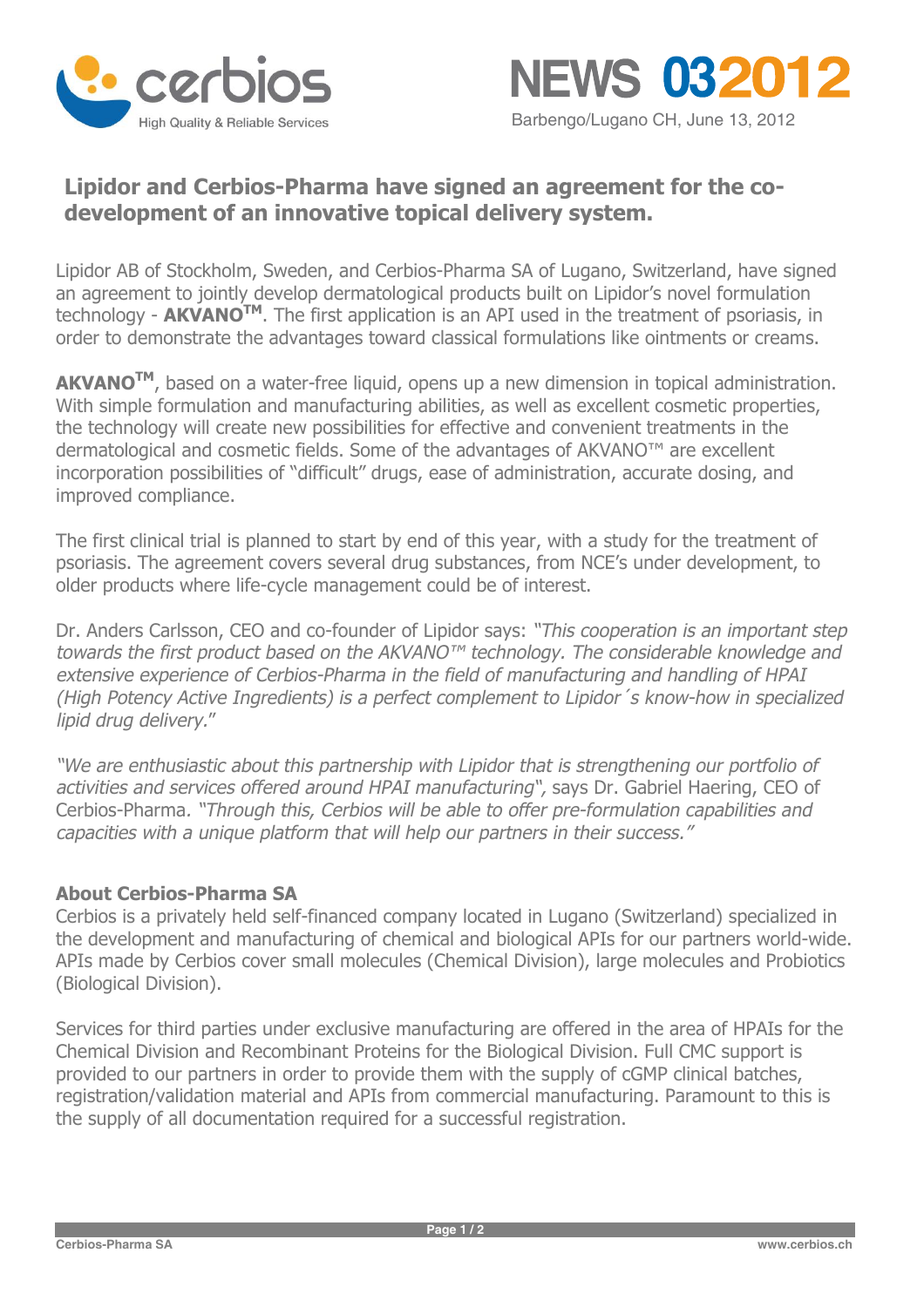cerbios

High Quality & Reliable Services

NEWS 032012

Barbengo/Lugano CH, June 13, 2012

## Lipidor and Cerbios-Pharma have signed an agreement for the co-development of an innovative topical delivery system.

Lipidor AB of Stockholm, Sweden, and Cerbios-Pharma SA of Lugano, Switzerland, have signed an agreement to jointly develop dermatological products built on Lipidor's novel formulation technology - **AKVANO**™. The first application is an API used in the treatment of psoriasis, in order to demonstrate the advantages toward classical formulations like ointments or creams.

**AKVANO**™, based on a water-free liquid, opens up a new dimension in topical administration. With simple formulation and manufacturing abilities, as well as excellent cosmetic properties, the technology will create new possibilities for effective and convenient treatments in the dermatological and cosmetic fields. Some of the advantages of AKVANO™ are excellent incorporation possibilities of "difficult" drugs, ease of administration, accurate dosing, and improved compliance.

The first clinical trial is planned to start by end of this year, with a study for the treatment of psoriasis. The agreement covers several drug substances, from NCE's under development, to older products where life-cycle management could be of interest.

Dr. Anders Carlsson, CEO and co-founder of Lipidor says: *"This cooperation is an important step towards the first product based on the AKVANO™ technology. The considerable knowledge and extensive experience of Cerbios-Pharma in the field of manufacturing and handling of HPAI (High Potency Active Ingredients) is a perfect complement to Lipidor´s know-how in specialized lipid drug delivery."*

*"We are enthusiastic about this partnership with Lipidor that is strengthening our portfolio of activities and services offered around HPAI manufacturing"*, says Dr. Gabriel Haering, CEO of Cerbios-Pharma. *"Through this, Cerbios will be able to offer pre-formulation capabilities and capacities with a unique platform that will help our partners in their success."*

### About Cerbios-Pharma SA

Cerbios is a privately held self-financed company located in Lugano (Switzerland) specialized in the development and manufacturing of chemical and biological APIs for our partners world-wide. APIs made by Cerbios cover small molecules (Chemical Division), large molecules and Probiotics (Biological Division).

Services for third parties under exclusive manufacturing are offered in the area of HPAIs for the Chemical Division and Recombinant Proteins for the Biological Division. Full CMC support is provided to our partners in order to provide them with the supply of cGMP clinical batches, registration/validation material and APIs from commercial manufacturing. Paramount to this is the supply of all documentation required for a successful registration.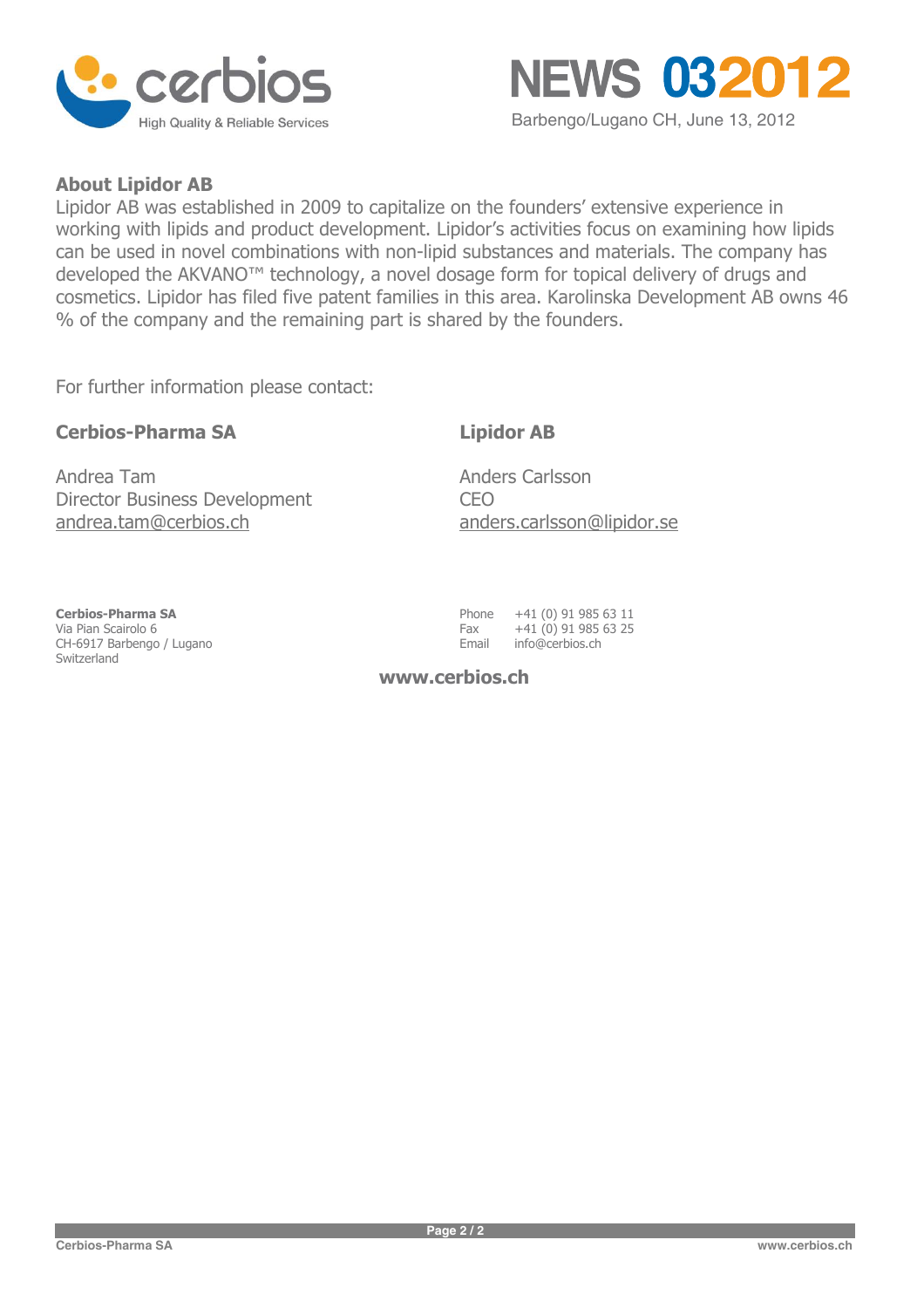## About Lipidor AB

Lipidor AB was established in 2009 to capitalize on the founders' extensive experience in working with lipids and product development. Lipidor's activities focus on examining how lipids can be used in novel combinations with non-lipid substances and materials. The company has developed the AKVANO™ technology, a novel dosage form for topical delivery of drugs and cosmetics. Lipidor has filed five patent families in this area. Karolinska Development AB owns 46 % of the company and the remaining part is shared by the founders.

For further information please contact:

**Cerbios-Pharma SA**

Andrea Tam
Director Business Development
andrea.tam@cerbios.ch

**Lipidor AB**

Anders Carlsson
CEO
anders.carlsson@lipidor.se

**Cerbios-Pharma SA**
Via Pian Scairolo 6
CH-6917 Barbengo / Lugano
Switzerland

Phone +41 (0) 91 985 63 11
Fax +41 (0) 91 985 63 25
Email info@cerbios.ch

**www.cerbios.ch**